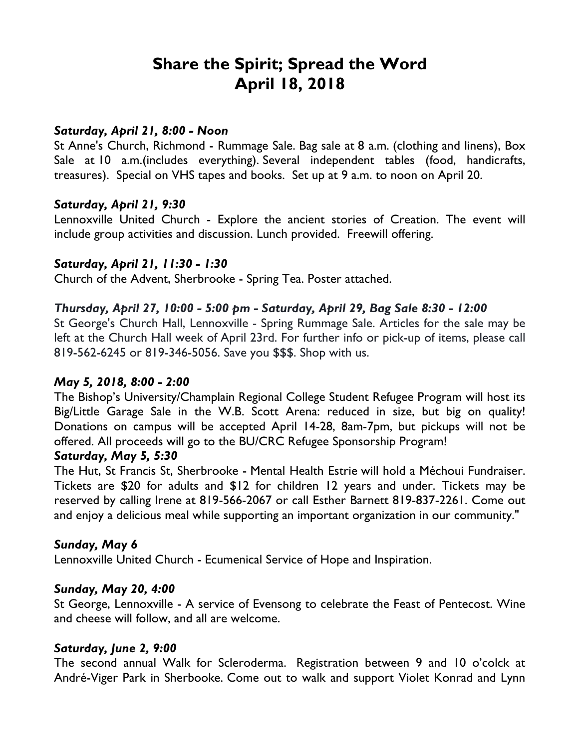# Share the Spirit; Spread the Word
# April 18, 2018

***Saturday, April 21, 8:00 - Noon***

St Anne's Church, Richmond - Rummage Sale. Bag sale at 8 a.m. (clothing and linens), Box Sale at 10 a.m.(includes everything). Several independent tables (food, handicrafts, treasures). Special on VHS tapes and books. Set up at 9 a.m. to noon on April 20.

***Saturday, April 21, 9:30***

Lennoxville United Church - Explore the ancient stories of Creation. The event will include group activities and discussion. Lunch provided. Freewill offering.

***Saturday, April 21, 11:30 - 1:30***

Church of the Advent, Sherbrooke - Spring Tea. Poster attached.

***Thursday, April 27, 10:00 - 5:00 pm - Saturday, April 29, Bag Sale 8:30 - 12:00***

St George's Church Hall, Lennoxville - Spring Rummage Sale. Articles for the sale may be left at the Church Hall week of April 23rd. For further info or pick-up of items, please call 819-562-6245 or 819-346-5056. Save you $$$. Shop with us.

***May 5, 2018, 8:00 - 2:00***

The Bishop's University/Champlain Regional College Student Refugee Program will host its Big/Little Garage Sale in the W.B. Scott Arena: reduced in size, but big on quality! Donations on campus will be accepted April 14-28, 8am-7pm, but pickups will not be offered. All proceeds will go to the BU/CRC Refugee Sponsorship Program!

***Saturday, May 5, 5:30***

The Hut, St Francis St, Sherbrooke - Mental Health Estrie will hold a Méchoui Fundraiser. Tickets are $20 for adults and $12 for children 12 years and under. Tickets may be reserved by calling Irene at 819-566-2067 or call Esther Barnett 819-837-2261. Come out and enjoy a delicious meal while supporting an important organization in our community."

***Sunday, May 6***

Lennoxville United Church - Ecumenical Service of Hope and Inspiration.

***Sunday, May 20, 4:00***

St George, Lennoxville - A service of Evensong to celebrate the Feast of Pentecost. Wine and cheese will follow, and all are welcome.

***Saturday, June 2, 9:00***

The second annual Walk for Scleroderma. Registration between 9 and 10 o'colck at André-Viger Park in Sherbooke. Come out to walk and support Violet Konrad and Lynn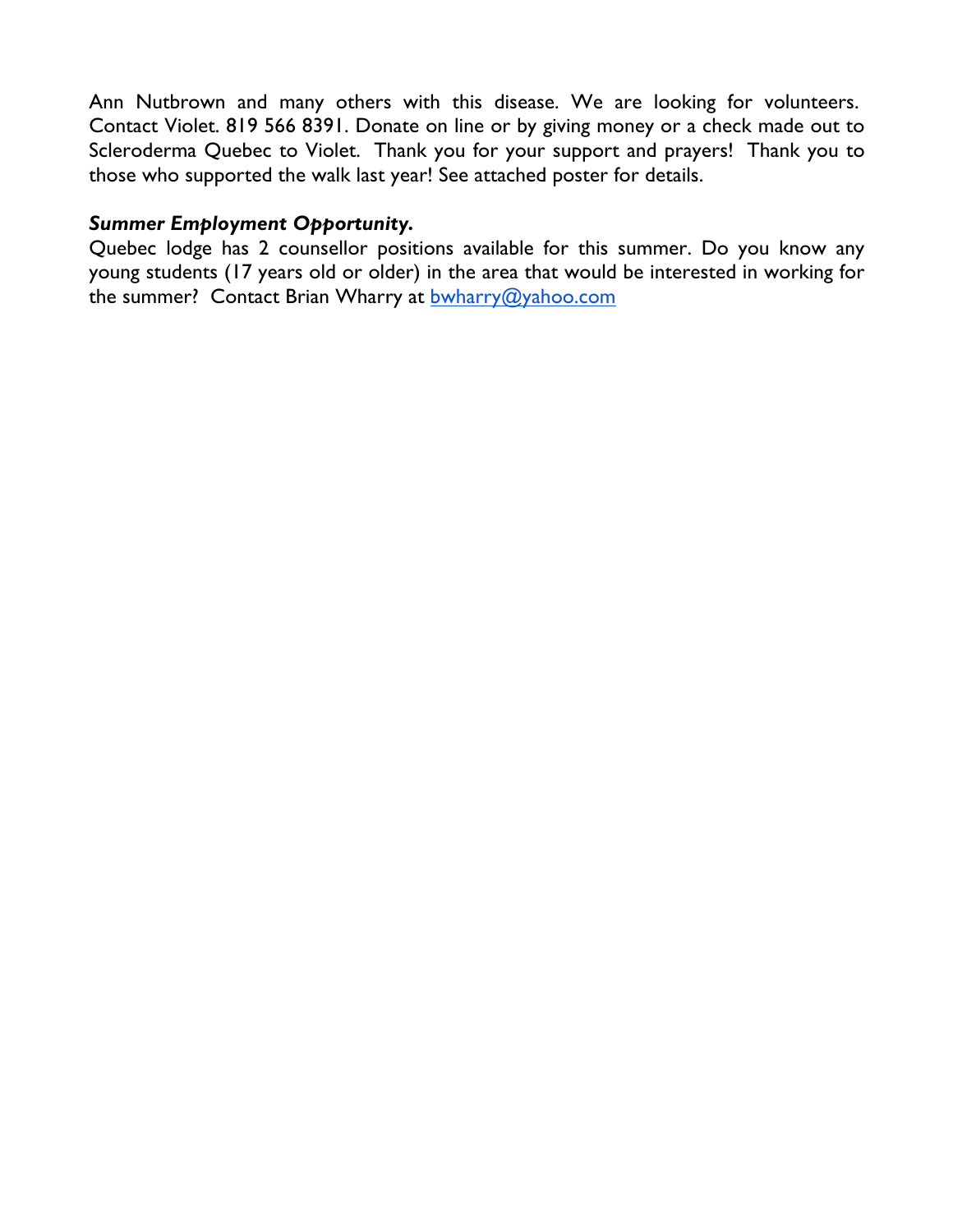Ann Nutbrown and many others with this disease. We are looking for volunteers. Contact Violet. 819 566 8391. Donate on line or by giving money or a check made out to Scleroderma Quebec to Violet. Thank you for your support and prayers! Thank you to those who supported the walk last year! See attached poster for details.

***Summer Employment Opportunity.***

Quebec lodge has 2 counsellor positions available for this summer. Do you know any young students (17 years old or older) in the area that would be interested in working for the summer? Contact Brian Wharry at bwharry@yahoo.com